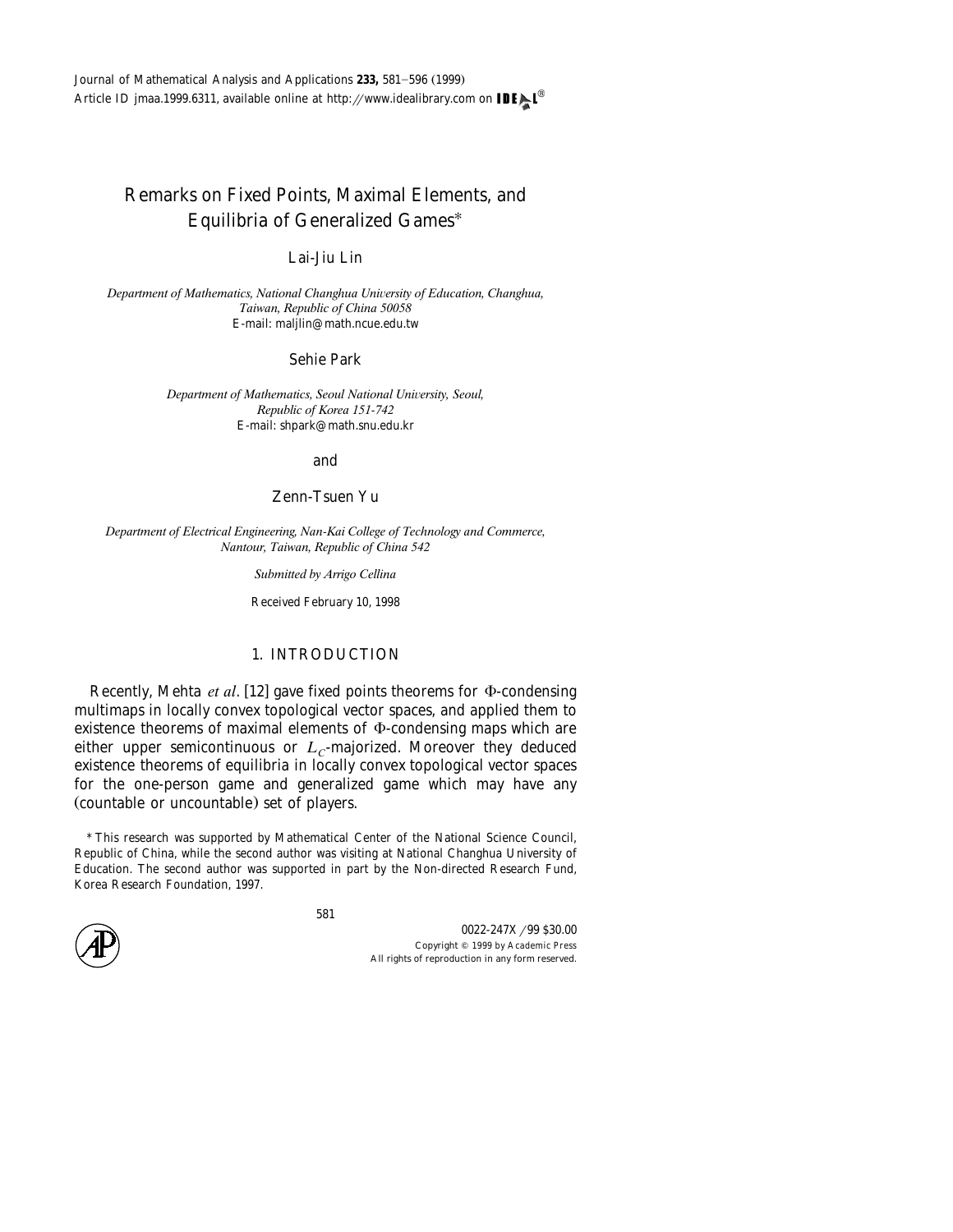# Remarks on Fixed Points, Maximal Elements, and Equilibria of Generalized Games*

Lai-Jiu Lin

*Department of Mathematics, National Changhua University of Education, Changhua, Taiwan, Republic of China 50058*
E-mail: maljlin@math.ncue.edu.tw

Sehie Park

*Department of Mathematics, Seoul National University, Seoul, Republic of Korea 151-742*
E-mail: shpark@math.snu.edu.kr

and

Zenn-Tsuen Yu

*Department of Electrical Engineering, Nan-Kai College of Technology and Commerce, Nantour, Taiwan, Republic of China 542*

*Submitted by Arrigo Cellina*

Received February 10, 1998

## 1. INTRODUCTION

Recently, Mehta *et al*. [12] gave fixed points theorems for $\Phi$-condensing multimaps in locally convex topological vector spaces, and applied them to existence theorems of maximal elements of $\Phi$-condensing maps which are either upper semicontinuous or $L_C$-majorized. Moreover they deduced existence theorems of equilibria in locally convex topological vector spaces for the one-person game and generalized game which may have any (countable or uncountable) set of players.

* This research was supported by Mathematical Center of the National Science Council, Republic of China, while the second author was visiting at National Changhua University of Education. The second author was supported in part by the Non-directed Research Fund, Korea Research Foundation, 1997.

0022-247X/99 $30.00
Copyright © 1999 by Academic Press
All rights of reproduction in any form reserved.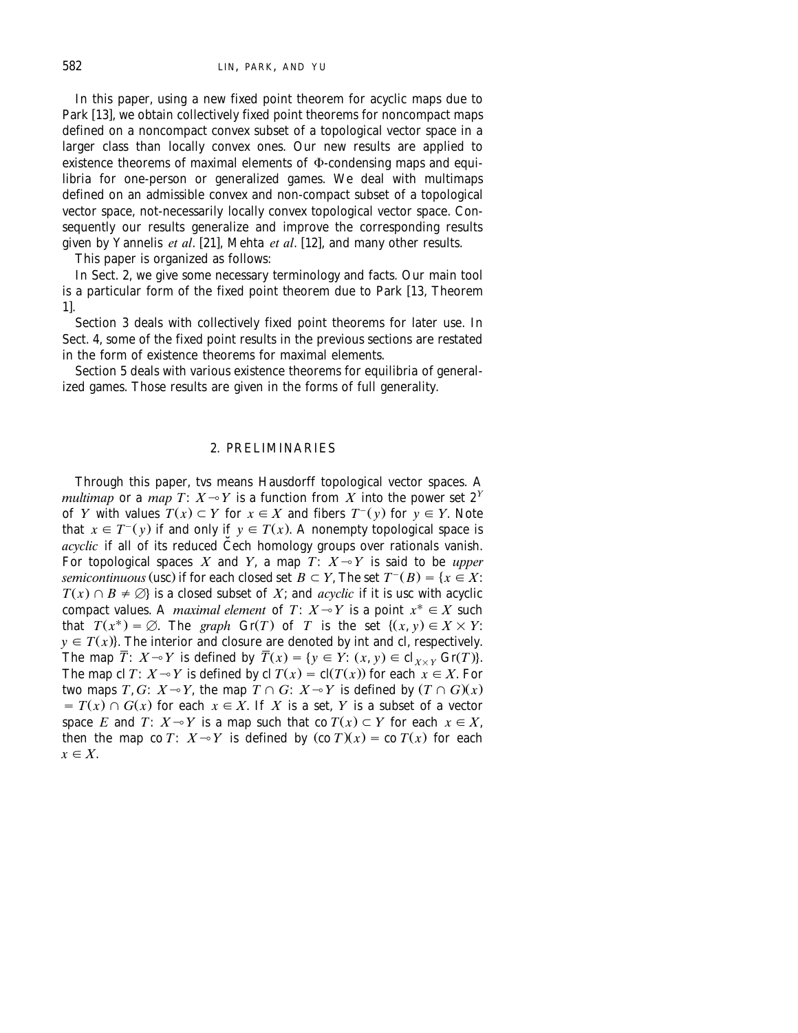In this paper, using a new fixed point theorem for acyclic maps due to Park [13], we obtain collectively fixed point theorems for noncompact maps defined on a noncompact convex subset of a topological vector space in a larger class than locally convex ones. Our new results are applied to existence theorems of maximal elements of $\Phi$-condensing maps and equilibria for one-person or generalized games. We deal with multimaps defined on an admissible convex and non-compact subset of a topological vector space, not-necessarily locally convex topological vector space. Consequently our results generalize and improve the corresponding results given by Yannelis *et al*. [21], Mehta *et al*. [12], and many other results.

This paper is organized as follows:

In Sect. 2, we give some necessary terminology and facts. Our main tool is a particular form of the fixed point theorem due to Park [13, Theorem 1].

Section 3 deals with collectively fixed point theorems for later use. In Sect. 4, some of the fixed point results in the previous sections are restated in the form of existence theorems for maximal elements.

Section 5 deals with various existence theorems for equilibria of generalized games. Those results are given in the forms of full generality.

## 2. PRELIMINARIES

Through this paper, tvs means Hausdorff topological vector spaces. A *multimap* or a *map* $T: X \multimap Y$ is a function from $X$ into the power set $2^Y$ of $Y$ with values $T(x) \subset Y$ for $x \in X$ and fibers $T^-(y)$ for $y \in Y$. Note that $x \in T^-(y)$ if and only if $y \in T(x)$. A nonempty topological space is *acyclic* if all of its reduced Čech homology groups over rationals vanish. For topological spaces $X$ and $Y$, a map $T: X \multimap Y$ is said to be *upper semicontinuous* (usc) if for each closed set $B \subset Y$, The set $T^-(B) = \{x \in X: T(x) \cap B \neq \emptyset\}$ is a closed subset of $X$; and *acyclic* if it is usc with acyclic compact values. A *maximal element* of $T: X \multimap Y$ is a point $x^* \in X$ such that $T(x^*) = \emptyset$. The *graph* $\mathrm{Gr}(T)$ of $T$ is the set $\{(x, y) \in X \times Y: y \in T(x)\}$. The interior and closure are denoted by int and cl, respectively. The map $\overline{T}: X \multimap Y$ is defined by $\overline{T}(x) = \{y \in Y: (x, y) \in \mathrm{cl}_{X \times Y} \mathrm{Gr}(T)\}$. The map $\mathrm{cl}\, T: X \multimap Y$ is defined by $\mathrm{cl}\, T(x) = \mathrm{cl}(T(x))$ for each $x \in X$. For two maps $T, G: X \multimap Y$, the map $T \cap G: X \multimap Y$ is defined by $(T \cap G)(x) = T(x) \cap G(x)$ for each $x \in X$. If $X$ is a set, $Y$ is a subset of a vector space $E$ and $T: X \multimap Y$ is a map such that $\mathrm{co}\, T(x) \subset Y$ for each $x \in X$, then the map $\mathrm{co}\, T: X \multimap Y$ is defined by $(\mathrm{co}\, T)(x) = \mathrm{co}\, T(x)$ for each $x \in X$.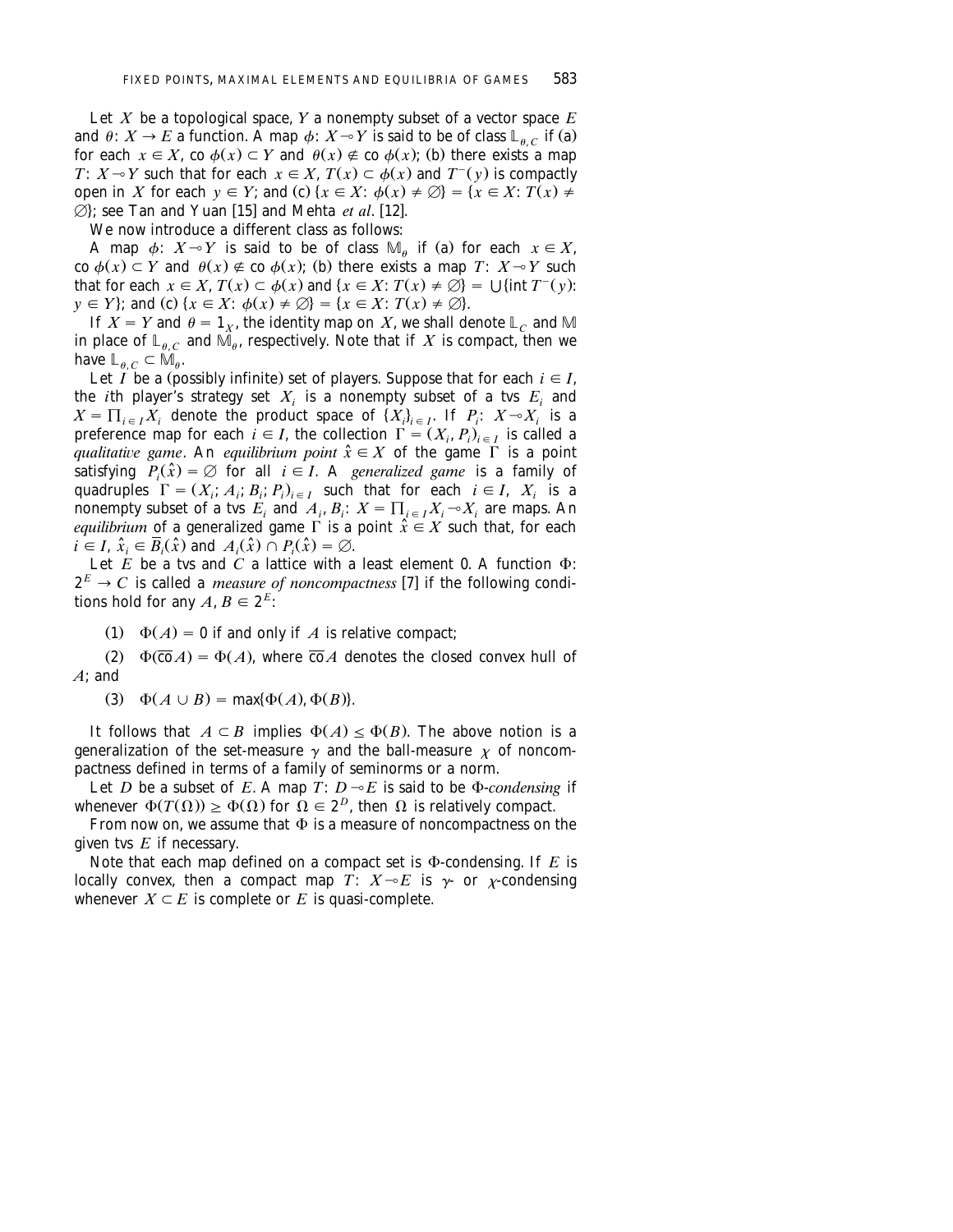Let $X$ be a topological space, $Y$ a nonempty subset of a vector space $E$ and $\theta: X \to E$ a function. A map $\phi: X \multimap Y$ is said to be of class $\mathbb{L}_{\theta, C}$ if (a) for each $x \in X$, co $\phi(x) \subset Y$ and $\theta(x) \notin$ co $\phi(x)$; (b) there exists a map $T: X \multimap Y$ such that for each $x \in X$, $T(x) \subset \phi(x)$ and $T^{-}(y)$ is compactly open in $X$ for each $y \in Y$; and (c) $\{x \in X: \phi(x) \neq \emptyset\} = \{x \in X: T(x) \neq \emptyset\}$; see Tan and Yuan [15] and Mehta *et al*. [12].

We now introduce a different class as follows:

A map $\phi: X \multimap Y$ is said to be of class $\mathbb{M}_{\theta}$ if (a) for each $x \in X$, co $\phi(x) \subset Y$ and $\theta(x) \notin$ co $\phi(x)$; (b) there exists a map $T: X \multimap Y$ such that for each $x \in X$, $T(x) \subset \phi(x)$ and $\{x \in X: T(x) \neq \emptyset\} = \bigcup\{\text{int } T^{-}(y): y \in Y\}$; and (c) $\{x \in X: \phi(x) \neq \emptyset\} = \{x \in X: T(x) \neq \emptyset\}$.

If $X = Y$ and $\theta = 1_X$, the identity map on $X$, we shall denote $\mathbb{L}_C$ and $\mathbb{M}$ in place of $\mathbb{L}_{\theta, C}$ and $\mathbb{M}_{\theta}$, respectively. Note that if $X$ is compact, then we have $\mathbb{L}_{\theta, C} \subset \mathbb{M}_{\theta}$.

Let $I$ be a (possibly infinite) set of players. Suppose that for each $i \in I$, the $i$th player's strategy set $X_i$ is a nonempty subset of a tvs $E_i$ and $X = \prod_{i \in I} X_i$ denote the product space of $\{X_i\}_{i \in I}$. If $P_i: X \multimap X_i$ is a preference map for each $i \in I$, the collection $\Gamma = (X_i, P_i)_{i \in I}$ is called a *qualitative game*. An *equilibrium point* $\hat{x} \in X$ of the game $\Gamma$ is a point satisfying $P_i(\hat{x}) = \emptyset$ for all $i \in I$. A *generalized game* is a family of quadruples $\Gamma = (X_i; A_i; B_i; P_i)_{i \in I}$ such that for each $i \in I$, $X_i$ is a nonempty subset of a tvs $E_i$ and $A_i, B_i: X = \prod_{i \in I} X_i \multimap X_i$ are maps. An *equilibrium* of a generalized game $\Gamma$ is a point $\hat{x} \in X$ such that, for each $i \in I$, $\hat{x}_i \in \overline{B}_i(\hat{x})$ and $A_i(\hat{x}) \cap P_i(\hat{x}) = \emptyset$.

Let $E$ be a tvs and $C$ a lattice with a least element 0. A function $\Phi: 2^E \to C$ is called a *measure of noncompactness* [7] if the following conditions hold for any $A, B \in 2^E$:

(1) $\Phi(A) = 0$ if and only if $A$ is relative compact;

(2) $\Phi(\overline{\text{co}} A) = \Phi(A)$, where $\overline{\text{co}} A$ denotes the closed convex hull of $A$; and

(3) $\Phi(A \cup B) = \max\{\Phi(A), \Phi(B)\}$.

It follows that $A \subset B$ implies $\Phi(A) \leq \Phi(B)$. The above notion is a generalization of the set-measure $\gamma$ and the ball-measure $\chi$ of noncompactness defined in terms of a family of seminorms or a norm.

Let $D$ be a subset of $E$. A map $T: D \multimap E$ is said to be $\Phi$-*condensing* if whenever $\Phi(T(\Omega)) \geq \Phi(\Omega)$ for $\Omega \in 2^D$, then $\Omega$ is relatively compact.

From now on, we assume that $\Phi$ is a measure of noncompactness on the given tvs $E$ if necessary.

Note that each map defined on a compact set is $\Phi$-condensing. If $E$ is locally convex, then a compact map $T: X \multimap E$ is $\gamma$- or $\chi$-condensing whenever $X \subset E$ is complete or $E$ is quasi-complete.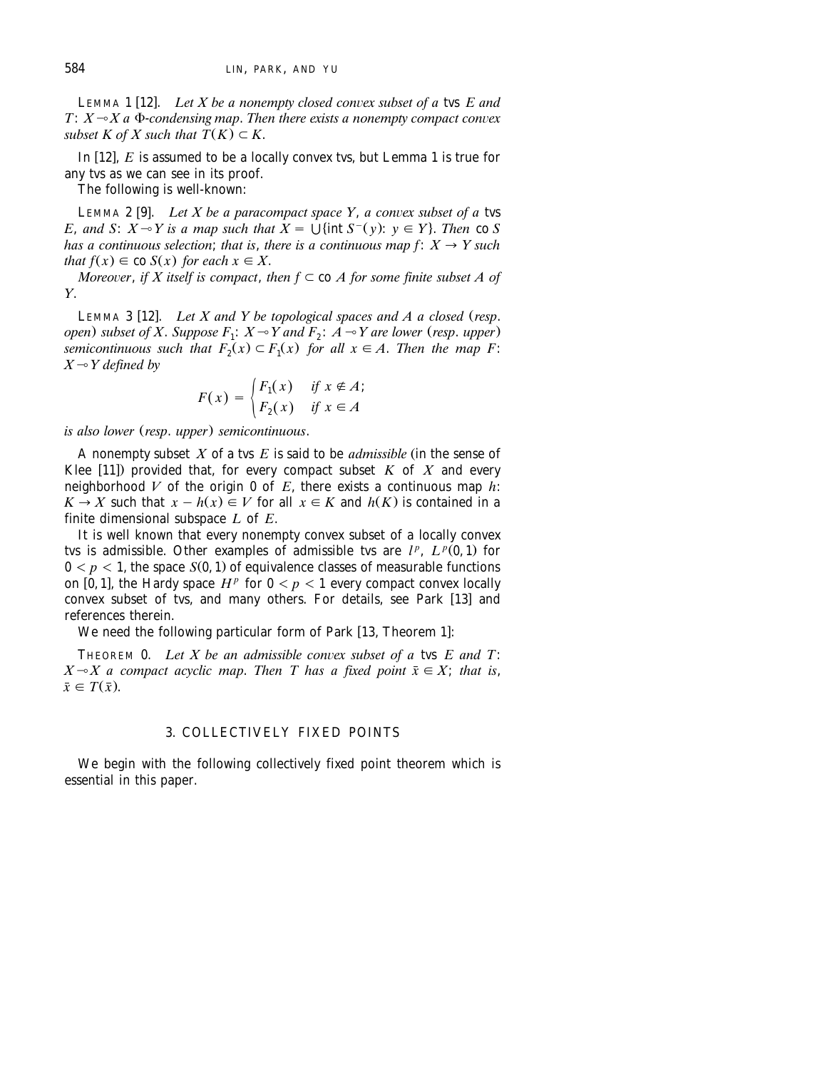LEMMA 1 [12]. *Let $X$ be a nonempty closed convex subset of a* tvs *$E$ and $T$: $X \multimap X$ a $\Phi$-condensing map. Then there exists a nonempty compact convex subset $K$ of $X$ such that $T(K) \subset K$.*

In [12], $E$ is assumed to be a locally convex tvs, but Lemma 1 is true for any tvs as we can see in its proof.

The following is well-known:

LEMMA 2 [9]. *Let $X$ be a paracompact space $Y$, a convex subset of a* tvs *$E$, and $S$: $X \multimap Y$ is a map such that $X = \bigcup\{\text{int } S^{-}(y): y \in Y\}$. Then* co *$S$ has a continuous selection; that is, there is a continuous map $f$: $X \to Y$ such that $f(x) \in$ co $S(x)$ for each $x \in X$.*

*Moreover, if $X$ itself is compact, then $f \subset$ co $A$ for some finite subset $A$ of $Y$.*

LEMMA 3 [12]. *Let $X$ and $Y$ be topological spaces and $A$ a closed (resp. open) subset of $X$. Suppose $F_1$: $X \multimap Y$ and $F_2$: $A \multimap Y$ are lower (resp. upper) semicontinuous such that $F_2(x) \subset F_1(x)$ for all $x \in A$. Then the map $F$: $X \multimap Y$ defined by*

$$F(x) = \begin{cases} F_1(x) & \text{if } x \notin A; \\ F_2(x) & \text{if } x \in A \end{cases}$$

*is also lower (resp. upper) semicontinuous.*

A nonempty subset $X$ of a tvs $E$ is said to be *admissible* (in the sense of Klee [11]) provided that, for every compact subset $K$ of $X$ and every neighborhood $V$ of the origin 0 of $E$, there exists a continuous map $h$: $K \to X$ such that $x - h(x) \in V$ for all $x \in K$ and $h(K)$ is contained in a finite dimensional subspace $L$ of $E$.

It is well known that every nonempty convex subset of a locally convex tvs is admissible. Other examples of admissible tvs are $l^p$, $L^p(0,1)$ for $0 < p < 1$, the space $S(0,1)$ of equivalence classes of measurable functions on $[0,1]$, the Hardy space $H^p$ for $0 < p < 1$ every compact convex locally convex subset of tvs, and many others. For details, see Park [13] and references therein.

We need the following particular form of Park [13, Theorem 1]:

THEOREM 0. *Let $X$ be an admissible convex subset of a* tvs *$E$ and $T$: $X \multimap X$ a compact acyclic map. Then $T$ has a fixed point $\bar{x} \in X$; that is, $\bar{x} \in T(\bar{x})$.*

## 3. COLLECTIVELY FIXED POINTS

We begin with the following collectively fixed point theorem which is essential in this paper.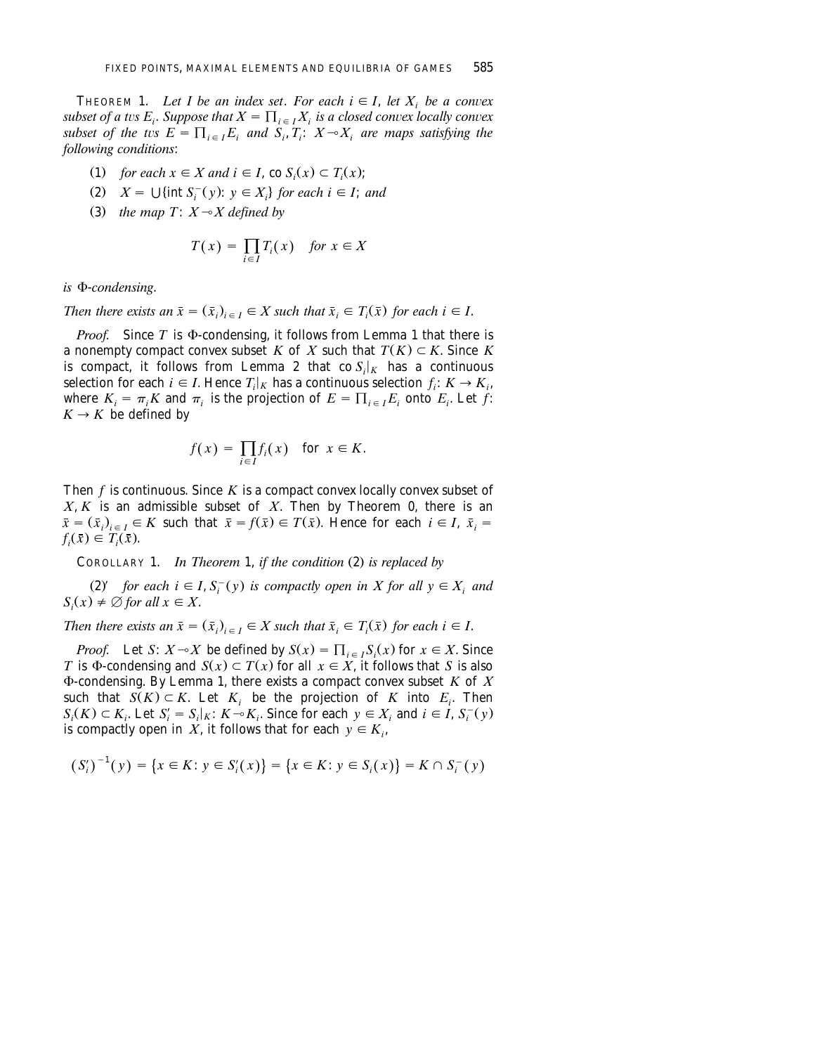**Theorem 1.** *Let $I$ be an index set. For each $i \in I$, let $X_i$ be a convex subset of a tvs $E_i$. Suppose that $X = \prod_{i \in I} X_i$ is a closed convex locally convex subset of the tvs $E = \prod_{i \in I} E_i$ and $S_i, T_i$: $X \multimap X_i$ are maps satisfying the following conditions*:

(1) *for each $x \in X$ and $i \in I$, $\operatorname{co} S_i(x) \subset T_i(x)$;*

(2) *$X = \bigcup\{\operatorname{int} S_i^-(y)\colon y \in X_i\}$ for each $i \in I$; and*

(3) *the map $T\colon X \multimap X$ defined by*

$$T(x) = \prod_{i \in I} T_i(x) \quad \text{for } x \in X$$

*is $\Phi$-condensing.*

*Then there exists an $\bar{x} = (\bar{x}_i)_{i \in I} \in X$ such that $\bar{x}_i \in T_i(\bar{x})$ for each $i \in I$.*

*Proof.* Since $T$ is $\Phi$-condensing, it follows from Lemma 1 that there is a nonempty compact convex subset $K$ of $X$ such that $T(K) \subset K$. Since $K$ is compact, it follows from Lemma 2 that $\operatorname{co} S_i|_K$ has a continuous selection for each $i \in I$. Hence $T_i|_K$ has a continuous selection $f_i\colon K \to K_i$, where $K_i = \pi_i K$ and $\pi_i$ is the projection of $E = \prod_{i \in I} E_i$ onto $E_i$. Let $f\colon K \to K$ be defined by

$$f(x) = \prod_{i \in I} f_i(x) \quad \text{for } x \in K.$$

Then $f$ is continuous. Since $K$ is a compact convex locally convex subset of $X$, $K$ is an admissible subset of $X$. Then by Theorem 0, there is an $\bar{x} = (\bar{x}_i)_{i \in I} \in K$ such that $\bar{x} = f(\bar{x}) \in T(\bar{x})$. Hence for each $i \in I$, $\bar{x}_i = f_i(\bar{x}) \in T_i(\bar{x})$.

**Corollary 1.** *In Theorem 1, if the condition (2) is replaced by*

(2)′ *for each $i \in I$, $S_i^-(y)$ is compactly open in $X$ for all $y \in X_i$ and $S_i(x) \neq \emptyset$ for all $x \in X$.*

*Then there exists an $\bar{x} = (\bar{x}_i)_{i \in I} \in X$ such that $\bar{x}_i \in T_i(\bar{x})$ for each $i \in I$.*

*Proof.* Let $S\colon X \multimap X$ be defined by $S(x) = \prod_{i \in I} S_i(x)$ for $x \in X$. Since $T$ is $\Phi$-condensing and $S(x) \subset T(x)$ for all $x \in X$, it follows that $S$ is also $\Phi$-condensing. By Lemma 1, there exists a compact convex subset $K$ of $X$ such that $S(K) \subset K$. Let $K_i$ be the projection of $K$ into $E_i$. Then $S_i(K) \subset K_i$. Let $S_i' = S_i|_K\colon K \multimap K_i$. Since for each $y \in X_i$ and $i \in I$, $S_i^-(y)$ is compactly open in $X$, it follows that for each $y \in K_i$,

$$(S_i')^{-1}(y) = \{x \in K\colon y \in S_i'(x)\} = \{x \in K\colon y \in S_i(x)\} = K \cap S_i^-(y)$$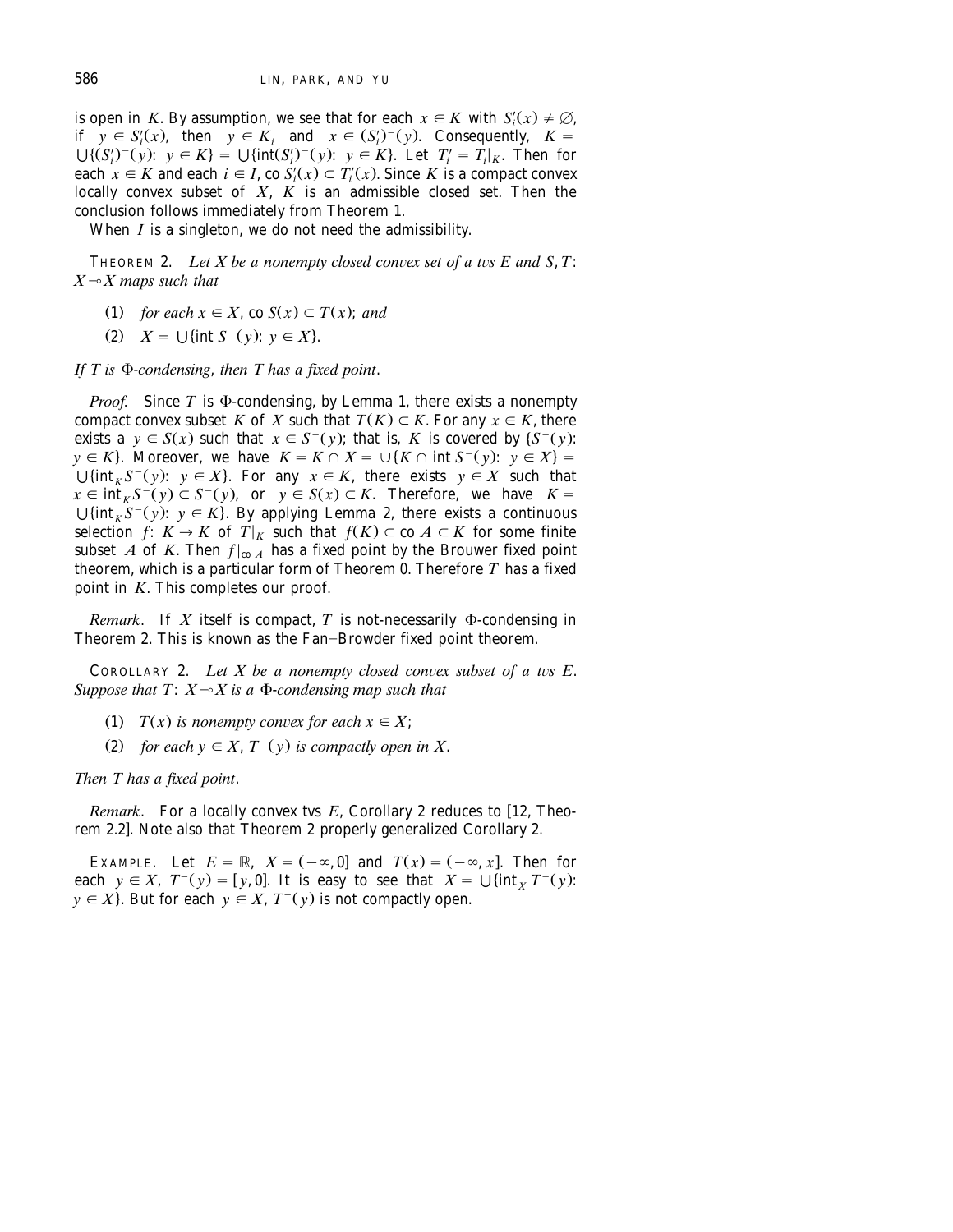is open in $K$. By assumption, we see that for each $x \in K$ with $S_i'(x) \neq \emptyset$, if $y \in S_i'(x)$, then $y \in K_i$ and $x \in (S_i')^-(y)$. Consequently, $K = \bigcup\{(S_i')^-(y)\colon y \in K\} = \bigcup\{\text{int}(S_i')^-(y)\colon y \in K\}$. Let $T_i' = T_i|_K$. Then for each $x \in K$ and each $i \in I$, co $S_i'(x) \subset T_i'(x)$. Since $K$ is a compact convex locally convex subset of $X$, $K$ is an admissible closed set. Then the conclusion follows immediately from Theorem 1.

When $I$ is a singleton, we do not need the admissibility.

THEOREM 2. *Let $X$ be a nonempty closed convex set of a tvs $E$ and $S, T$: $X \multimap X$ maps such that*

(1) *for each $x \in X$, co $S(x) \subset T(x)$; and*

(2) $X = \bigcup\{\text{int } S^-(y)\colon y \in X\}$.

*If $T$ is $\Phi$-condensing, then $T$ has a fixed point.*

*Proof.* Since $T$ is $\Phi$-condensing, by Lemma 1, there exists a nonempty compact convex subset $K$ of $X$ such that $T(K) \subset K$. For any $x \in K$, there exists a $y \in S(x)$ such that $x \in S^-(y)$; that is, $K$ is covered by $\{S^-(y)\colon y \in K\}$. Moreover, we have $K = K \cap X = \cup\{K \cap \text{int } S^-(y)\colon y \in X\} = \bigcup\{\text{int}_K S^-(y)\colon y \in X\}$. For any $x \in K$, there exists $y \in X$ such that $x \in \text{int}_K S^-(y) \subset S^-(y)$, or $y \in S(x) \subset K$. Therefore, we have $K = \bigcup\{\text{int}_K S^-(y)\colon y \in K\}$. By applying Lemma 2, there exists a continuous selection $f\colon K \to K$ of $T|_K$ such that $f(K) \subset \text{co } A \subset K$ for some finite subset $A$ of $K$. Then $f|_{\text{co } A}$ has a fixed point by the Brouwer fixed point theorem, which is a particular form of Theorem 0. Therefore $T$ has a fixed point in $K$. This completes our proof.

*Remark*. If $X$ itself is compact, $T$ is not-necessarily $\Phi$-condensing in Theorem 2. This is known as the Fan–Browder fixed point theorem.

COROLLARY 2. *Let $X$ be a nonempty closed convex subset of a tvs $E$. Suppose that $T\colon X \multimap X$ is a $\Phi$-condensing map such that*

(1) *$T(x)$ is nonempty convex for each $x \in X$;*

(2) *for each $y \in X$, $T^-(y)$ is compactly open in $X$.*

*Then $T$ has a fixed point.*

*Remark*. For a locally convex tvs $E$, Corollary 2 reduces to [12, Theorem 2.2]. Note also that Theorem 2 properly generalized Corollary 2.

EXAMPLE. Let $E = \mathbb{R}$, $X = (-\infty, 0]$ and $T(x) = (-\infty, x]$. Then for each $y \in X$, $T^-(y) = [y, 0]$. It is easy to see that $X = \bigcup\{\text{int}_X T^-(y)\colon y \in X\}$. But for each $y \in X$, $T^-(y)$ is not compactly open.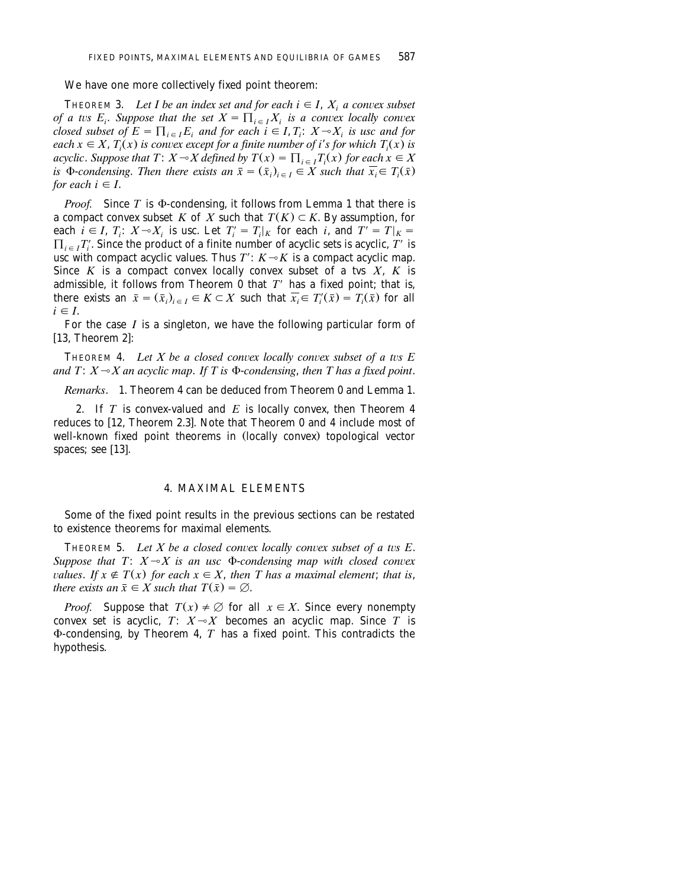We have one more collectively fixed point theorem:

THEOREM 3. *Let $I$ be an index set and for each $i \in I$, $X_i$ a convex subset of a tvs $E_i$. Suppose that the set $X = \prod_{i \in I} X_i$ is a convex locally convex closed subset of $E = \prod_{i \in I} E_i$ and for each $i \in I, T_i$: $X \multimap X_i$ is usc and for each $x \in X$, $T_i(x)$ is convex except for a finite number of $i$'s for which $T_i(x)$ is acyclic. Suppose that $T$: $X \multimap X$ defined by $T(x) = \prod_{i \in I} T_i(x)$ for each $x \in X$ is $\Phi$-condensing. Then there exists an $\bar{x} = (\bar{x}_i)_{i \in I} \in X$ such that $\overline{x_i} \in T_i(\bar{x})$ for each $i \in I$.*

*Proof.* Since $T$ is $\Phi$-condensing, it follows from Lemma 1 that there is a compact convex subset $K$ of $X$ such that $T(K) \subset K$. By assumption, for each $i \in I$, $T_i$: $X \multimap X_i$ is usc. Let $T_i' = T_i|_K$ for each $i$, and $T' = T|_K = \prod_{i \in I} T_i'$. Since the product of a finite number of acyclic sets is acyclic, $T'$ is usc with compact acyclic values. Thus $T'$: $K \multimap K$ is a compact acyclic map. Since $K$ is a compact convex locally convex subset of a tvs $X$, $K$ is admissible, it follows from Theorem 0 that $T'$ has a fixed point; that is, there exists an $\bar{x} = (\bar{x}_i)_{i \in I} \in K \subset X$ such that $\overline{x_i} \in T_i'(\bar{x}) = T_i(\bar{x})$ for all $i \in I$.

For the case $I$ is a singleton, we have the following particular form of [13, Theorem 2]:

THEOREM 4. *Let $X$ be a closed convex locally convex subset of a tvs $E$ and $T$: $X \multimap X$ an acyclic map. If $T$ is $\Phi$-condensing, then $T$ has a fixed point.*

*Remarks.* 1. Theorem 4 can be deduced from Theorem 0 and Lemma 1.

2. If $T$ is convex-valued and $E$ is locally convex, then Theorem 4 reduces to [12, Theorem 2.3]. Note that Theorem 0 and 4 include most of well-known fixed point theorems in (locally convex) topological vector spaces; see [13].

## 4. MAXIMAL ELEMENTS

Some of the fixed point results in the previous sections can be restated to existence theorems for maximal elements.

THEOREM 5. *Let $X$ be a closed convex locally convex subset of a tvs $E$. Suppose that $T$: $X \multimap X$ is an usc $\Phi$-condensing map with closed convex values. If $x \notin T(x)$ for each $x \in X$, then $T$ has a maximal element; that is, there exists an $\bar{x} \in X$ such that $T(\bar{x}) = \emptyset$.*

*Proof.* Suppose that $T(x) \neq \emptyset$ for all $x \in X$. Since every nonempty convex set is acyclic, $T$: $X \multimap X$ becomes an acyclic map. Since $T$ is $\Phi$-condensing, by Theorem 4, $T$ has a fixed point. This contradicts the hypothesis.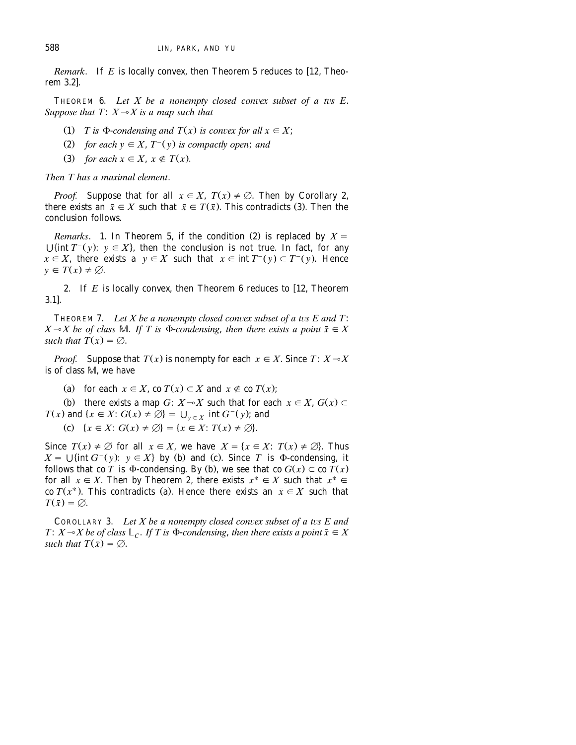*Remark*. If $E$ is locally convex, then Theorem 5 reduces to [12, Theorem 3.2].

THEOREM 6. *Let $X$ be a nonempty closed convex subset of a tvs $E$. Suppose that $T: X \multimap X$ is a map such that*

(1) *$T$ is $\Phi$-condensing and $T(x)$ is convex for all $x \in X$;*

(2) *for each $y \in X$, $T^{-}(y)$ is compactly open; and*

(3) *for each $x \in X$, $x \notin T(x)$.*

*Then $T$ has a maximal element.*

*Proof.* Suppose that for all $x \in X$, $T(x) \neq \emptyset$. Then by Corollary 2, there exists an $\bar{x} \in X$ such that $\bar{x} \in T(\bar{x})$. This contradicts (3). Then the conclusion follows.

*Remarks*. 1. In Theorem 5, if the condition (2) is replaced by $X = \bigcup\{\text{int } T^{-}(y) \colon y \in X\}$, then the conclusion is not true. In fact, for any $x \in X$, there exists a $y \in X$ such that $x \in \text{int } T^{-}(y) \subset T^{-}(y)$. Hence $y \in T(x) \neq \emptyset$.

2. If $E$ is locally convex, then Theorem 6 reduces to [12, Theorem 3.1].

THEOREM 7. *Let $X$ be a nonempty closed convex subset of a tvs $E$ and $T: X \multimap X$ be of class $\mathbb{M}$. If $T$ is $\Phi$-condensing, then there exists a point $\bar{x} \in X$ such that $T(\bar{x}) = \emptyset$.*

*Proof.* Suppose that $T(x)$ is nonempty for each $x \in X$. Since $T: X \multimap X$ is of class $\mathbb{M}$, we have

(a) for each $x \in X$, $\text{co } T(x) \subset X$ and $x \notin \text{co } T(x)$;

(b) there exists a map $G: X \multimap X$ such that for each $x \in X$, $G(x) \subset T(x)$ and $\{x \in X \colon G(x) \neq \emptyset\} = \bigcup_{y \in X} \text{int } G^{-}(y)$; and

(c) $\{x \in X \colon G(x) \neq \emptyset\} = \{x \in X \colon T(x) \neq \emptyset\}$.

Since $T(x) \neq \emptyset$ for all $x \in X$, we have $X = \{x \in X \colon T(x) \neq \emptyset\}$. Thus $X = \bigcup\{\text{int } G^{-}(y) \colon y \in X\}$ by (b) and (c). Since $T$ is $\Phi$-condensing, it follows that $\text{co } T$ is $\Phi$-condensing. By (b), we see that $\text{co } G(x) \subset \text{co } T(x)$ for all $x \in X$. Then by Theorem 2, there exists $x^{*} \in X$ such that $x^{*} \in \text{co } T(x^{*})$. This contradicts (a). Hence there exists an $\bar{x} \in X$ such that $T(\bar{x}) = \emptyset$.

COROLLARY 3. *Let $X$ be a nonempty closed convex subset of a tvs $E$ and $T: X \multimap X$ be of class $\mathbb{L}_{C}$. If $T$ is $\Phi$-condensing, then there exists a point $\bar{x} \in X$ such that $T(\bar{x}) = \emptyset$.*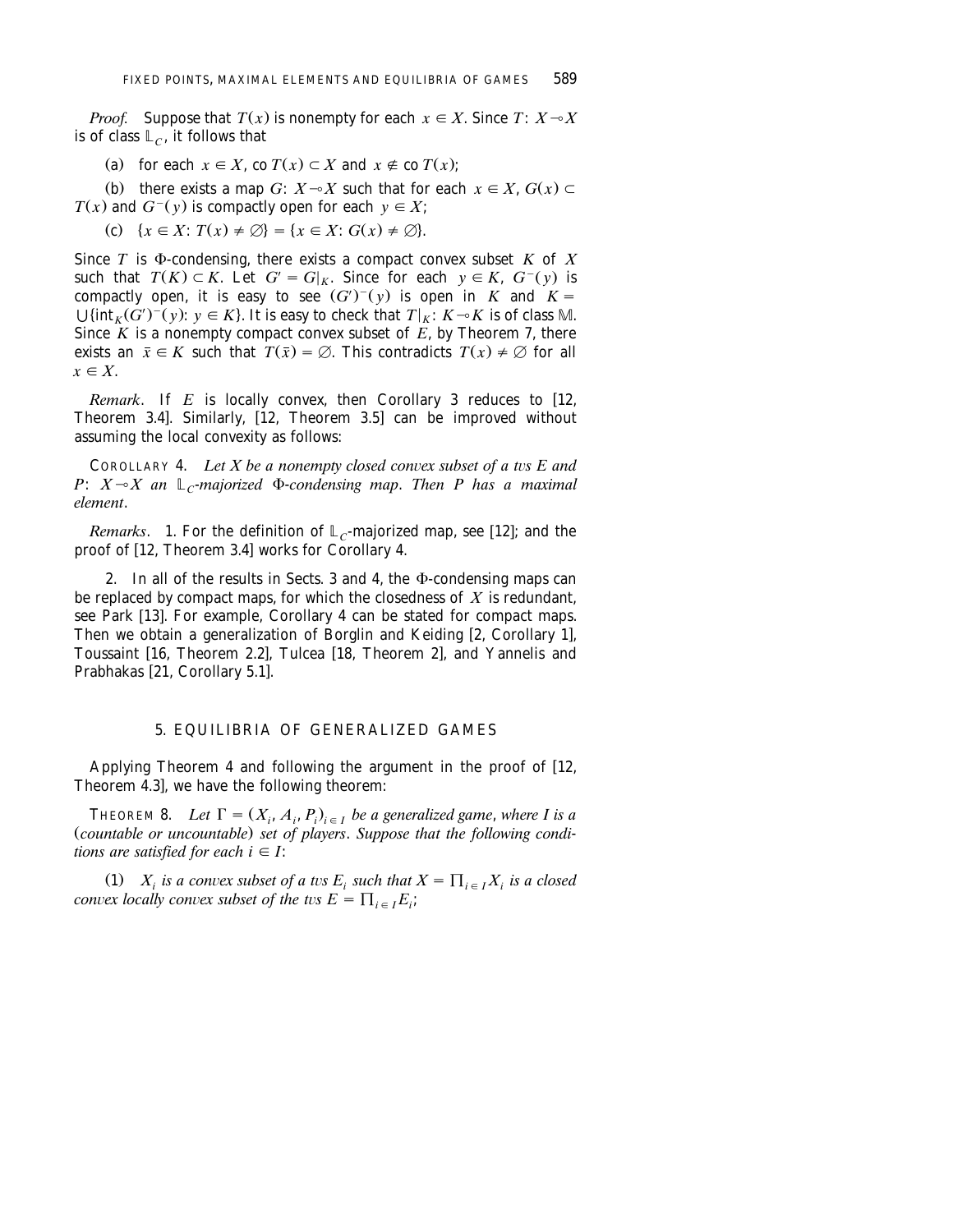*Proof.* Suppose that $T(x)$ is nonempty for each $x \in X$. Since $T\colon X \multimap X$ is of class $\mathbb{L}_C$, it follows that

(a) for each $x \in X$, $\operatorname{co} T(x) \subset X$ and $x \notin \operatorname{co} T(x)$;

(b) there exists a map $G\colon X \multimap X$ such that for each $x \in X$, $G(x) \subset T(x)$ and $G^-(y)$ is compactly open for each $y \in X$;

(c) $\{x \in X\colon T(x) \neq \emptyset\} = \{x \in X\colon G(x) \neq \emptyset\}$.

Since $T$ is $\Phi$-condensing, there exists a compact convex subset $K$ of $X$ such that $T(K) \subset K$. Let $G' = G|_K$. Since for each $y \in K$, $G^-(y)$ is compactly open, it is easy to see $(G')^-(y)$ is open in $K$ and $K = \bigcup\{\operatorname{int}_K (G')^-(y)\colon y \in K\}$. It is easy to check that $T|_K\colon K \multimap K$ is of class $\mathbb{M}$. Since $K$ is a nonempty compact convex subset of $E$, by Theorem 7, there exists an $\bar{x} \in K$ such that $T(\bar{x}) = \emptyset$. This contradicts $T(x) \neq \emptyset$ for all $x \in X$.

*Remark.* If $E$ is locally convex, then Corollary 3 reduces to [12, Theorem 3.4]. Similarly, [12, Theorem 3.5] can be improved without assuming the local convexity as follows:

COROLLARY 4. *Let $X$ be a nonempty closed convex subset of a tvs $E$ and $P\colon X \multimap X$ an $\mathbb{L}_C$-majorized $\Phi$-condensing map. Then $P$ has a maximal element.*

*Remarks.* 1. For the definition of $\mathbb{L}_C$-majorized map, see [12]; and the proof of [12, Theorem 3.4] works for Corollary 4.

2. In all of the results in Sects. 3 and 4, the $\Phi$-condensing maps can be replaced by compact maps, for which the closedness of $X$ is redundant, see Park [13]. For example, Corollary 4 can be stated for compact maps. Then we obtain a generalization of Borglin and Keiding [2, Corollary 1], Toussaint [16, Theorem 2.2], Tulcea [18, Theorem 2], and Yannelis and Prabhakas [21, Corollary 5.1].

## 5. EQUILIBRIA OF GENERALIZED GAMES

Applying Theorem 4 and following the argument in the proof of [12, Theorem 4.3], we have the following theorem:

THEOREM 8. *Let $\Gamma = (X_i, A_i, P_i)_{i \in I}$ be a generalized game, where $I$ is a (countable or uncountable) set of players. Suppose that the following conditions are satisfied for each $i \in I$:*

(1) *$X_i$ is a convex subset of a tvs $E_i$ such that $X = \prod_{i \in I} X_i$ is a closed convex locally convex subset of the tvs $E = \prod_{i \in I} E_i$;*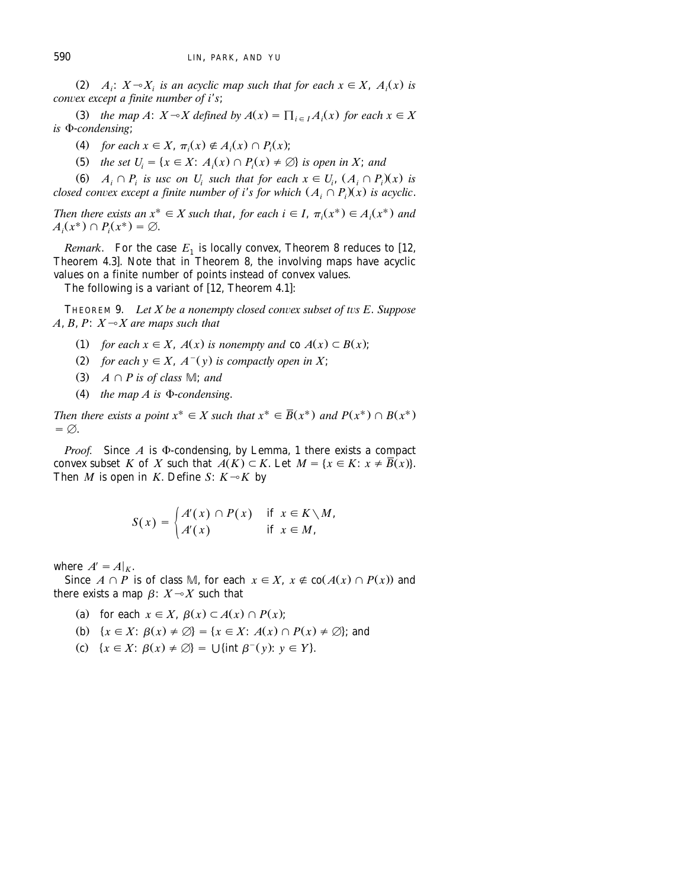(2) $A_i$: $X \multimap X_i$ *is an acyclic map such that for each* $x \in X$, $A_i(x)$ *is convex except a finite number of* $i$'s;

(3) *the map* $A$: $X \multimap X$ *defined by* $A(x) = \prod_{i \in I} A_i(x)$ *for each* $x \in X$ *is* $\Phi$*-condensing*;

(4) *for each* $x \in X$, $\pi_i(x) \notin A_i(x) \cap P_i(x)$;

(5) *the set* $U_i = \{x \in X: A_i(x) \cap P_i(x) \neq \emptyset\}$ *is open in* $X$; *and*

(6) $A_i \cap P_i$ *is usc on* $U_i$ *such that for each* $x \in U_i$, $(A_i \cap P_i)(x)$ *is closed convex except a finite number of* $i$'s *for which* $(A_i \cap P_i)(x)$ *is acyclic*.

*Then there exists an* $x^* \in X$ *such that, for each* $i \in I$, $\pi_i(x^*) \in A_i(x^*)$ *and* $A_i(x^*) \cap P_i(x^*) = \emptyset$.

*Remark*. For the case $E_1$ is locally convex, Theorem 8 reduces to [12, Theorem 4.3]. Note that in Theorem 8, the involving maps have acyclic values on a finite number of points instead of convex values.

The following is a variant of [12, Theorem 4.1]:

THEOREM 9. *Let* $X$ *be a nonempty closed convex subset of tvs* $E$. *Suppose* $A, B, P$: $X \multimap X$ *are maps such that*

(1) *for each* $x \in X$, $A(x)$ *is nonempty and* co $A(x) \subset B(x)$;

(2) *for each* $y \in X$, $A^-(y)$ *is compactly open in* $X$;

(3) $A \cap P$ *is of class* $\mathbb{M}$; *and*

(4) *the map* $A$ *is* $\Phi$*-condensing*.

*Then there exists a point* $x^* \in X$ *such that* $x^* \in \overline{B}(x^*)$ *and* $P(x^*) \cap B(x^*) = \emptyset$.

*Proof.* Since $A$ is $\Phi$-condensing, by Lemma, 1 there exists a compact convex subset $K$ of $X$ such that $A(K) \subset K$. Let $M = \{x \in K: x \neq \overline{B}(x)\}$. Then $M$ is open in $K$. Define $S$: $K \multimap K$ by

$$S(x) = \begin{cases} A'(x) \cap P(x) & \text{if } x \in K \setminus M, \\ A'(x) & \text{if } x \in M, \end{cases}$$

where $A' = A|_K$.

Since $A \cap P$ is of class $\mathbb{M}$, for each $x \in X$, $x \notin \text{co}(A(x) \cap P(x))$ and there exists a map $\beta$: $X \multimap X$ such that

(a) for each $x \in X$, $\beta(x) \subset A(x) \cap P(x)$;

(b) $\{x \in X: \beta(x) \neq \emptyset\} = \{x \in X: A(x) \cap P(x) \neq \emptyset\}$; and

(c) $\{x \in X: \beta(x) \neq \emptyset\} = \bigcup\{\text{int } \beta^-(y): y \in Y\}$.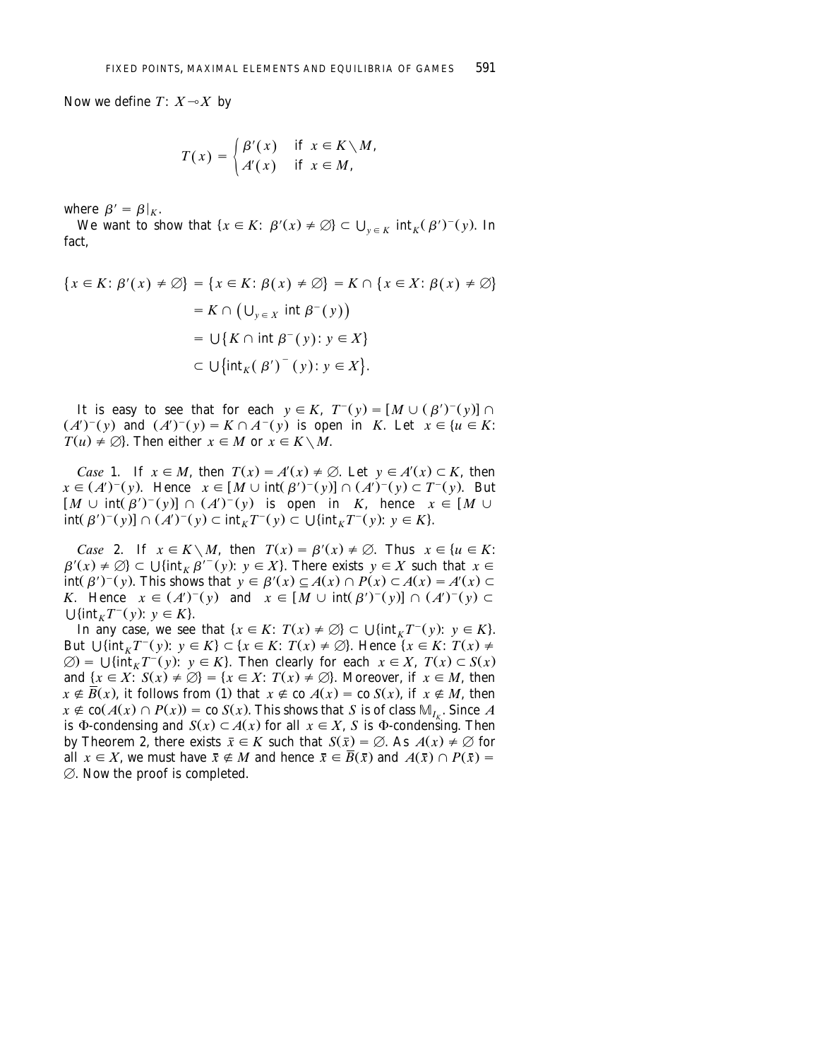Now we define $T\colon X \multimap X$ by

$$T(x) = \begin{cases} \beta'(x) & \text{if } x \in K \setminus M, \\ A'(x) & \text{if } x \in M, \end{cases}$$

where $\beta' = \beta|_K$.

We want to show that $\{x \in K\colon \beta'(x) \neq \emptyset\} \subset \bigcup_{y \in K} \operatorname{int}_K (\beta')^-(y)$. In fact,

$$\begin{aligned} \{x \in K\colon \beta'(x) \neq \emptyset\} &= \{x \in K\colon \beta(x) \neq \emptyset\} = K \cap \{x \in X\colon \beta(x) \neq \emptyset\} \\ &= K \cap \left(\bigcup_{y \in X} \operatorname{int} \beta^-(y)\right) \\ &= \bigcup \{K \cap \operatorname{int} \beta^-(y)\colon y \in X\} \\ &\subset \bigcup \{\operatorname{int}_K (\beta')^-(y)\colon y \in X\}. \end{aligned}$$

It is easy to see that for each $y \in K$, $T^-(y) = [M \cup (\beta')^-(y)] \cap (A')^-(y)$ and $(A')^-(y) = K \cap A^-(y)$ is open in $K$. Let $x \in \{u \in K\colon T(u) \neq \emptyset\}$. Then either $x \in M$ or $x \in K \setminus M$.

*Case* 1. If $x \in M$, then $T(x) = A'(x) \neq \emptyset$. Let $y \in A'(x) \subset K$, then $x \in (A')^-(y)$. Hence $x \in [M \cup \operatorname{int}(\beta')^-(y)] \cap (A')^-(y) \subset T^-(y)$. But $[M \cup \operatorname{int}(\beta')^-(y)] \cap (A')^-(y)$ is open in $K$, hence $x \in [M \cup \operatorname{int}(\beta')^-(y)] \cap (A')^-(y) \subset \operatorname{int}_K T^-(y) \subset \bigcup\{\operatorname{int}_K T^-(y)\colon y \in K\}$.

*Case* 2. If $x \in K \setminus M$, then $T(x) = \beta'(x) \neq \emptyset$. Thus $x \in \{u \in K\colon \beta'(x) \neq \emptyset\} \subset \bigcup\{\operatorname{int}_K \beta'^-(y)\colon y \in X\}$. There exists $y \in X$ such that $x \in \operatorname{int}(\beta')^-(y)$. This shows that $y \in \beta'(x) \subseteq A(x) \cap P(x) \subset A(x) = A'(x) \subset K$. Hence $x \in (A')^-(y)$ and $x \in [M \cup \operatorname{int}(\beta')^-(y)] \cap (A')^-(y) \subset \bigcup\{\operatorname{int}_K T^-(y)\colon y \in K\}$.

In any case, we see that $\{x \in K\colon T(x) \neq \emptyset\} \subset \bigcup\{\operatorname{int}_K T^-(y)\colon y \in K\}$. But $\bigcup\{\operatorname{int}_K T^-(y)\colon y \in K\} \subset \{x \in K\colon T(x) \neq \emptyset\}$. Hence $\{x \in K\colon T(x) \neq \emptyset\} = \bigcup\{\operatorname{int}_K T^-(y)\colon y \in K\}$. Then clearly for each $x \in X$, $T(x) \subset S(x)$ and $\{x \in X\colon S(x) \neq \emptyset\} = \{x \in X\colon T(x) \neq \emptyset\}$. Moreover, if $x \in M$, then $x \notin \overline{B}(x)$, it follows from (1) that $x \notin \operatorname{co} A(x) = \operatorname{co} S(x)$, if $x \notin M$, then $x \notin \operatorname{co}(A(x) \cap P(x)) = \operatorname{co} S(x)$. This shows that $S$ is of class $\mathbb{M}_{I_K}$. Since $A$ is $\Phi$-condensing and $S(x) \subset A(x)$ for all $x \in X$, $S$ is $\Phi$-condensing. Then by Theorem 2, there exists $\bar{x} \in K$ such that $S(\bar{x}) = \emptyset$. As $A(x) \neq \emptyset$ for all $x \in X$, we must have $\bar{x} \notin M$ and hence $\bar{x} \in \overline{B}(\bar{x})$ and $A(\bar{x}) \cap P(\bar{x}) = \emptyset$. Now the proof is completed.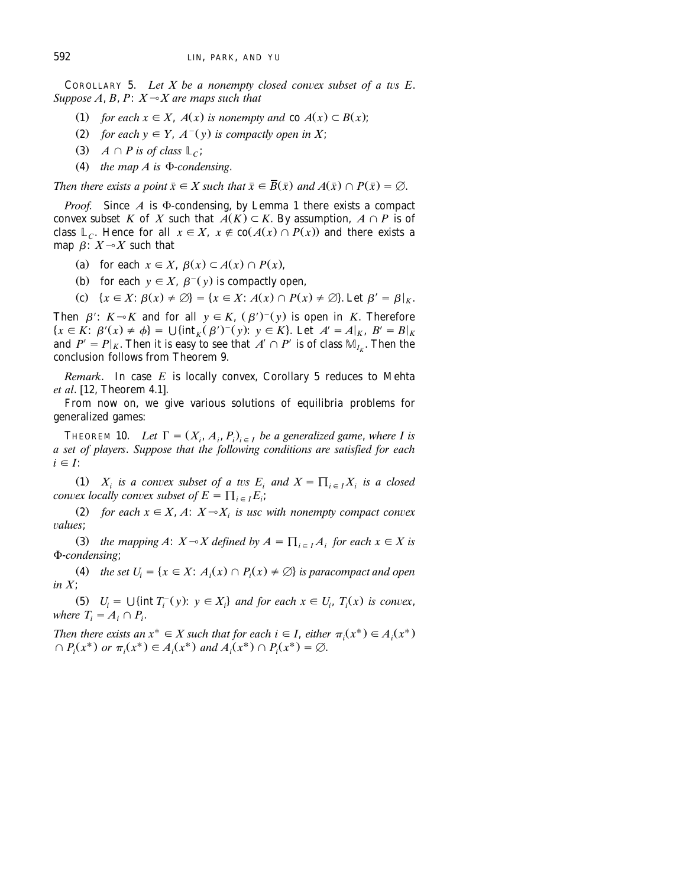COROLLARY 5. *Let $X$ be a nonempty closed convex subset of a tvs $E$. Suppose $A, B, P$: $X \multimap X$ are maps such that*

(1) *for each $x \in X$, $A(x)$ is nonempty and* co $A(x) \subset B(x)$;

(2) *for each $y \in Y$, $A^{-}(y)$ is compactly open in $X$*;

(3) *$A \cap P$ is of class $\mathbb{L}_C$*;

(4) *the map $A$ is $\Phi$-condensing.*

*Then there exists a point $\bar{x} \in X$ such that $\bar{x} \in \overline{B}(\bar{x})$ and $A(\bar{x}) \cap P(\bar{x}) = \emptyset$.*

*Proof.* Since $A$ is $\Phi$-condensing, by Lemma 1 there exists a compact convex subset $K$ of $X$ such that $A(K) \subset K$. By assumption, $A \cap P$ is of class $\mathbb{L}_C$. Hence for all $x \in X$, $x \notin \text{co}(A(x) \cap P(x))$ and there exists a map $\beta$: $X \multimap X$ such that

(a) for each $x \in X$, $\beta(x) \subset A(x) \cap P(x)$,

(b) for each $y \in X$, $\beta^{-}(y)$ is compactly open,

(c) $\{x \in X: \beta(x) \neq \emptyset\} = \{x \in X: A(x) \cap P(x) \neq \emptyset\}$. Let $\beta' = \beta|_K$.

Then $\beta'$: $K \multimap K$ and for all $y \in K$, $(\beta')^{-}(y)$ is open in $K$. Therefore $\{x \in K: \beta'(x) \neq \phi\} = \bigcup\{\text{int}_K(\beta')^{-}(y): y \in K\}$. Let $A' = A|_K$, $B' = B|_K$ and $P' = P|_K$. Then it is easy to see that $A' \cap P'$ is of class $\mathbb{M}_{I_K}$. Then the conclusion follows from Theorem 9.

*Remark*. In case $E$ is locally convex, Corollary 5 reduces to Mehta *et al*. [12, Theorem 4.1].

From now on, we give various solutions of equilibria problems for generalized games:

THEOREM 10. *Let $\Gamma = (X_i, A_i, P_i)_{i \in I}$ be a generalized game, where $I$ is a set of players. Suppose that the following conditions are satisfied for each $i \in I$:*

(1) *$X_i$ is a convex subset of a tvs $E_i$ and $X = \prod_{i \in I} X_i$ is a closed convex locally convex subset of $E = \prod_{i \in I} E_i$*;

(2) *for each $x \in X$, $A$: $X \multimap X_i$ is usc with nonempty compact convex values*;

(3) *the mapping $A$: $X \multimap X$ defined by $A = \prod_{i \in I} A_i$ for each $x \in X$ is $\Phi$-condensing*;

(4) *the set $U_i = \{x \in X: A_i(x) \cap P_i(x) \neq \emptyset\}$ is paracompact and open in $X$*;

(5) *$U_i = \bigcup\{\text{int}\, T_i^{-}(y): y \in X_i\}$ and for each $x \in U_i$, $T_i(x)$ is convex, where $T_i = A_i \cap P_i$.*

*Then there exists an $x^* \in X$ such that for each $i \in I$, either $\pi_i(x^*) \in A_i(x^*) \cap P_i(x^*)$ or $\pi_i(x^*) \in A_i(x^*)$ and $A_i(x^*) \cap P_i(x^*) = \emptyset$.*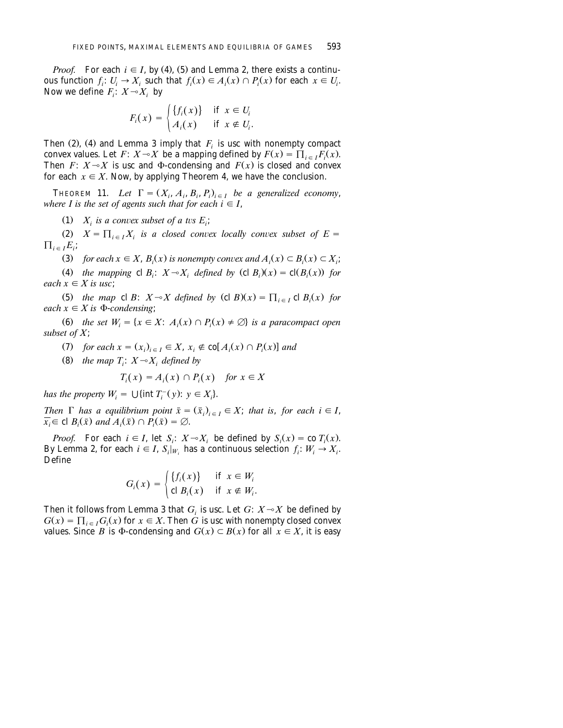*Proof.* For each $i \in I$, by (4), (5) and Lemma 2, there exists a continuous function $f_i: U_i \to X_i$ such that $f_i(x) \in A_i(x) \cap P_i(x)$ for each $x \in U_i$. Now we define $F_i: X \multimap X_i$ by

$$F_i(x) = \begin{cases} \{f_i(x)\} & \text{if } x \in U_i \\ A_i(x) & \text{if } x \notin U_i. \end{cases}$$

Then (2), (4) and Lemma 3 imply that $F_i$ is usc with nonempty compact convex values. Let $F: X \multimap X$ be a mapping defined by $F(x) = \prod_{i \in I} F_i(x)$. Then $F: X \multimap X$ is usc and $\Phi$-condensing and $F(x)$ is closed and convex for each $x \in X$. Now, by applying Theorem 4, we have the conclusion.

THEOREM 11. *Let $\Gamma = (X_i, A_i, B_i, P_i)_{i \in I}$ be a generalized economy, where $I$ is the set of agents such that for each $i \in I$,*

(1) *$X_i$ is a convex subset of a tvs $E_i$;*

(2) *$X = \prod_{i \in I} X_i$ is a closed convex locally convex subset of $E = \prod_{i \in I} E_i$;*

(3) *for each $x \in X$, $B_i(x)$ is nonempty convex and $A_i(x) \subset B_i(x) \subset X_i$;*

(4) *the mapping $\operatorname{cl} B_i: X \multimap X_i$ defined by $(\operatorname{cl} B_i)(x) = \operatorname{cl}(B_i(x))$ for each $x \in X$ is usc;*

(5) *the map $\operatorname{cl} B: X \multimap X$ defined by $(\operatorname{cl} B)(x) = \prod_{i \in I} \operatorname{cl} B_i(x)$ for each $x \in X$ is $\Phi$-condensing;*

(6) *the set $W_i = \{x \in X: A_i(x) \cap P_i(x) \neq \emptyset\}$ is a paracompact open subset of $X$;*

(7) *for each $x = (x_i)_{i \in I} \in X$, $x_i \notin \operatorname{co}[A_i(x) \cap P_i(x)]$ and*

(8) *the map $T_i: X \multimap X_i$ defined by*

$$T_i(x) = A_i(x) \cap P_i(x) \quad \text{for } x \in X$$

*has the property $W_i = \bigcup \{\operatorname{int} T_i^-(y): y \in X_i\}$.*

*Then $\Gamma$ has an equilibrium point $\bar{x} = (\bar{x}_i)_{i \in I} \in X$; that is, for each $i \in I$, $\overline{x_i} \in \operatorname{cl} B_i(\bar{x})$ and $A_i(\bar{x}) \cap P_i(\bar{x}) = \emptyset$.*

*Proof.* For each $i \in I$, let $S_i: X \multimap X_i$ be defined by $S_i(x) = \operatorname{co} T_i(x)$. By Lemma 2, for each $i \in I$, $S_i|_{W_i}$ has a continuous selection $f_i: W_i \to X_i$. Define

$$G_i(x) = \begin{cases} \{f_i(x)\} & \text{if } x \in W_i \\ \operatorname{cl} B_i(x) & \text{if } x \notin W_i. \end{cases}$$

Then it follows from Lemma 3 that $G_i$ is usc. Let $G: X \multimap X$ be defined by $G(x) = \prod_{i \in I} G_i(x)$ for $x \in X$. Then $G$ is usc with nonempty closed convex values. Since $B$ is $\Phi$-condensing and $G(x) \subset B(x)$ for all $x \in X$, it is easy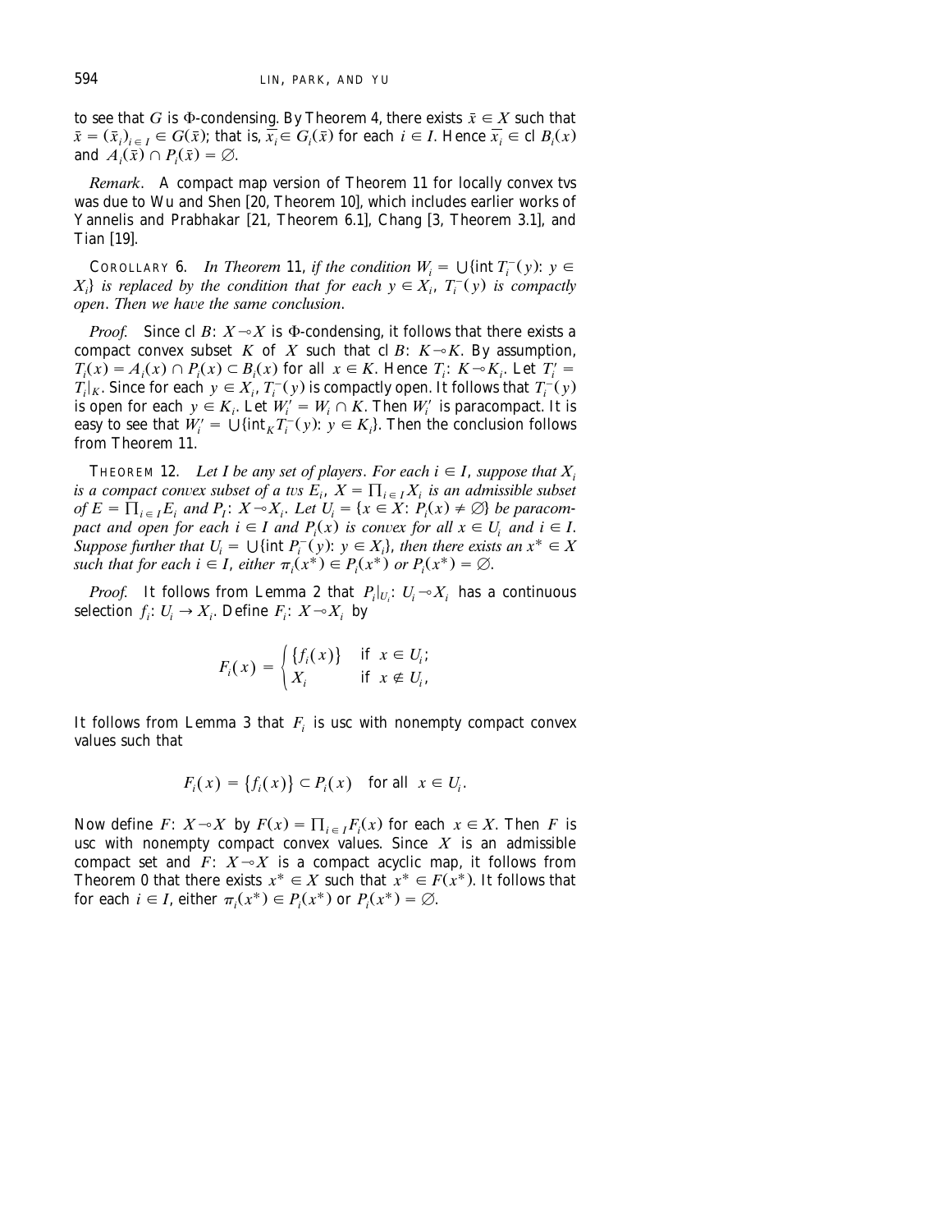to see that $G$ is $\Phi$-condensing. By Theorem 4, there exists $\bar{x} \in X$ such that $\bar{x} = (\bar{x}_i)_{i \in I} \in G(\bar{x})$; that is, $\overline{x_i} \in G_i(\bar{x})$ for each $i \in I$. Hence $\overline{x_i} \in \text{cl } B_i(x)$ and $A_i(\bar{x}) \cap P_i(\bar{x}) = \emptyset$.

*Remark*. A compact map version of Theorem 11 for locally convex tvs was due to Wu and Shen [20, Theorem 10], which includes earlier works of Yannelis and Prabhakar [21, Theorem 6.1], Chang [3, Theorem 3.1], and Tian [19].

COROLLARY 6. *In Theorem* 11, *if the condition* $W_i = \bigcup\{\text{int } T_i^-(y): y \in X_i\}$ *is replaced by the condition that for each* $y \in X_i$, $T_i^-(y)$ *is compactly open*. *Then we have the same conclusion*.

*Proof.* Since $\text{cl } B: X \multimap X$ is $\Phi$-condensing, it follows that there exists a compact convex subset $K$ of $X$ such that $\text{cl } B: K \multimap K$. By assumption, $T_i(x) = A_i(x) \cap P_i(x) \subset B_i(x)$ for all $x \in K$. Hence $T_i: K \multimap K_i$. Let $T_i' = T_i|_K$. Since for each $y \in X_i$, $T_i^-(y)$ is compactly open. It follows that $T_i^-(y)$ is open for each $y \in K_i$. Let $W_i' = W_i \cap K$. Then $W_i'$ is paracompact. It is easy to see that $W_i' = \bigcup\{\text{int}_K T_i^-(y): y \in K_i\}$. Then the conclusion follows from Theorem 11.

THEOREM 12. *Let $I$ be any set of players*. *For each* $i \in I$, *suppose that* $X_i$ *is a compact convex subset of a tvs* $E_i$, $X = \prod_{i \in I} X_i$ *is an admissible subset of* $E = \prod_{i \in I} E_i$ *and* $P_I: X \multimap X_i$. *Let* $U_i = \{x \in X: P_i(x) \neq \emptyset\}$ *be paracompact and open for each* $i \in I$ *and* $P_i(x)$ *is convex for all* $x \in U_i$ *and* $i \in I$. *Suppose further that* $U_i = \bigcup\{\text{int } P_i^-(y): y \in X_i\}$, *then there exists an* $x^* \in X$ *such that for each* $i \in I$, *either* $\pi_i(x^*) \in P_i(x^*)$ *or* $P_i(x^*) = \emptyset$.

*Proof.* It follows from Lemma 2 that $P_i|_{U_i}: U_i \multimap X_i$ has a continuous selection $f_i: U_i \to X_i$. Define $F_i: X \multimap X_i$ by

$$F_i(x) = \begin{cases} \{f_i(x)\} & \text{if } x \in U_i; \\ X_i & \text{if } x \notin U_i, \end{cases}$$

It follows from Lemma 3 that $F_i$ is usc with nonempty compact convex values such that

$$F_i(x) = \{f_i(x)\} \subset P_i(x) \quad \text{for all } x \in U_i.$$

Now define $F: X \multimap X$ by $F(x) = \prod_{i \in I} F_i(x)$ for each $x \in X$. Then $F$ is usc with nonempty compact convex values. Since $X$ is an admissible compact set and $F: X \multimap X$ is a compact acyclic map, it follows from Theorem 0 that there exists $x^* \in X$ such that $x^* \in F(x^*)$. It follows that for each $i \in I$, either $\pi_i(x^*) \in P_i(x^*)$ or $P_i(x^*) = \emptyset$.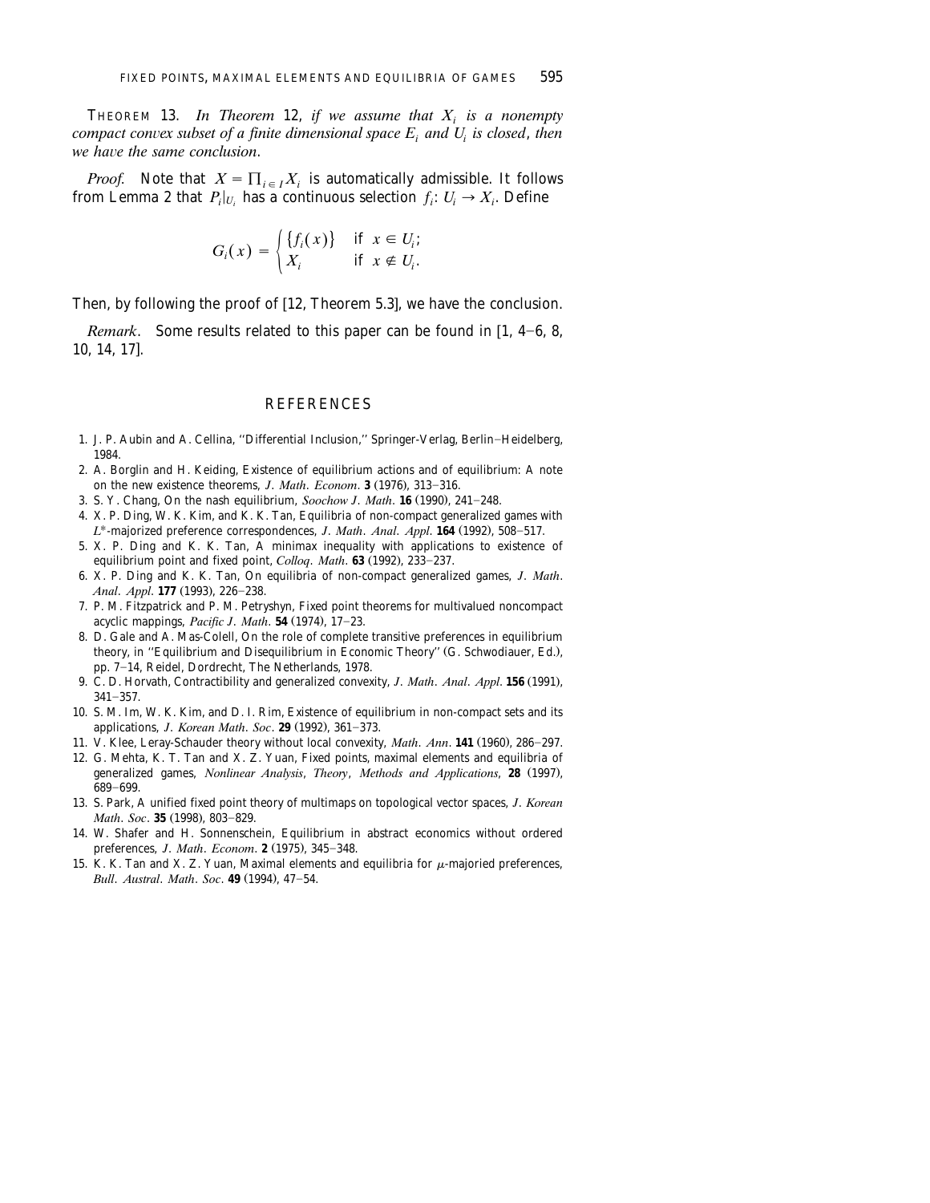**THEOREM 13.** *In Theorem* 12, *if we assume that* $X_i$ *is a nonempty compact convex subset of a finite dimensional space* $E_i$ *and* $U_i$ *is closed*, *then we have the same conclusion*.

*Proof.* Note that $X = \prod_{i \in I} X_i$ is automatically admissible. It follows from Lemma 2 that $P_i|_{U_i}$ has a continuous selection $f_i: U_i \to X_i$. Define

$$G_i(x) = \begin{cases} \{f_i(x)\} & \text{if } x \in U_i; \\ X_i & \text{if } x \notin U_i. \end{cases}$$

Then, by following the proof of [12, Theorem 5.3], we have the conclusion.

*Remark*. Some results related to this paper can be found in [1, 4–6, 8, 10, 14, 17].

## REFERENCES

1. J. P. Aubin and A. Cellina, "Differential Inclusion," Springer-Verlag, Berlin–Heidelberg, 1984.
2. A. Borglin and H. Keiding, Existence of equilibrium actions and of equilibrium: A note on the new existence theorems, *J. Math. Econom.* **3** (1976), 313–316.
3. S. Y. Chang, On the nash equilibrium, *Soochow J. Math.* **16** (1990), 241–248.
4. X. P. Ding, W. K. Kim, and K. K. Tan, Equilibria of non-compact generalized games with $L^*$-majorized preference correspondences, *J. Math. Anal. Appl.* **164** (1992), 508–517.
5. X. P. Ding and K. K. Tan, A minimax inequality with applications to existence of equilibrium point and fixed point, *Colloq. Math.* **63** (1992), 233–237.
6. X. P. Ding and K. K. Tan, On equilibria of non-compact generalized games, *J. Math. Anal. Appl.* **177** (1993), 226–238.
7. P. M. Fitzpatrick and P. M. Petryshyn, Fixed point theorems for multivalued noncompact acyclic mappings, *Pacific J. Math.* **54** (1974), 17–23.
8. D. Gale and A. Mas-Colell, On the role of complete transitive preferences in equilibrium theory, in "Equilibrium and Disequilibrium in Economic Theory" (G. Schwodiauer, Ed.), pp. 7–14, Reidel, Dordrecht, The Netherlands, 1978.
9. C. D. Horvath, Contractibility and generalized convexity, *J. Math. Anal. Appl.* **156** (1991), 341–357.
10. S. M. Im, W. K. Kim, and D. I. Rim, Existence of equilibrium in non-compact sets and its applications, *J. Korean Math. Soc.* **29** (1992), 361–373.
11. V. Klee, Leray-Schauder theory without local convexity, *Math. Ann.* **141** (1960), 286–297.
12. G. Mehta, K. T. Tan and X. Z. Yuan, Fixed points, maximal elements and equilibria of generalized games, *Nonlinear Analysis, Theory, Methods and Applications*, **28** (1997), 689–699.
13. S. Park, A unified fixed point theory of multimaps on topological vector spaces, *J. Korean Math. Soc.* **35** (1998), 803–829.
14. W. Shafer and H. Sonnenschein, Equilibrium in abstract economics without ordered preferences, *J. Math. Econom.* **2** (1975), 345–348.
15. K. K. Tan and X. Z. Yuan, Maximal elements and equilibria for $\mu$-majoried preferences, *Bull. Austral. Math. Soc.* **49** (1994), 47–54.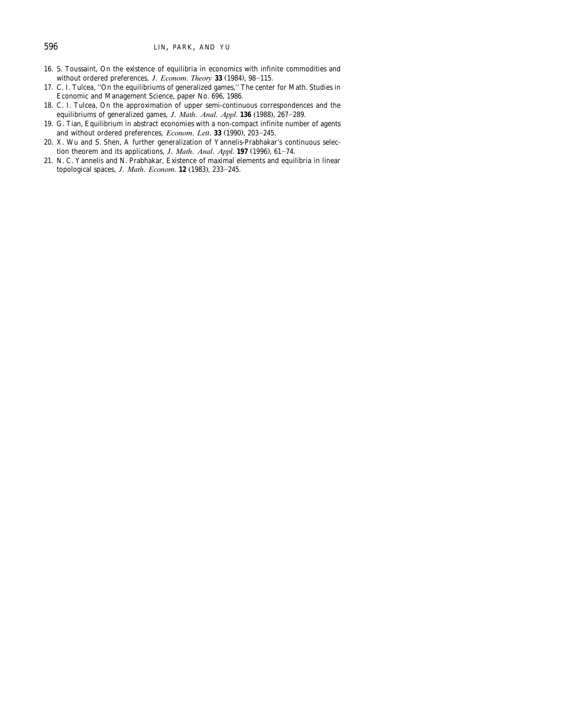16. S. Toussaint, On the existence of equilibria in economics with infinite commodities and without ordered preferences, *J. Econom. Theory* **33** (1984), 98–115.
17. C. I. Tulcea, ''On the equilibriums of generalized games,'' The center for Math. Studies in Economic and Management Science, paper No. 696, 1986.
18. C. I. Tulcea, On the approximation of upper semi-continuous correspondences and the equilibriums of generalized games, *J. Math. Anal. Appl.* **136** (1988), 267–289.
19. G. Tian, Equilibrium in abstract economies with a non-compact infinite number of agents and without ordered preferences, *Econom. Lett.* **33** (1990), 203–245.
20. X. Wu and S. Shen, A further generalization of Yannelis-Prabhakar's continuous selection theorem and its applications, *J. Math. Anal. Appl.* **197** (1996), 61–74.
21. N. C. Yannelis and N. Prabhakar, Existence of maximal elements and equilibria in linear topological spaces, *J. Math. Econom.* **12** (1983), 233–245.